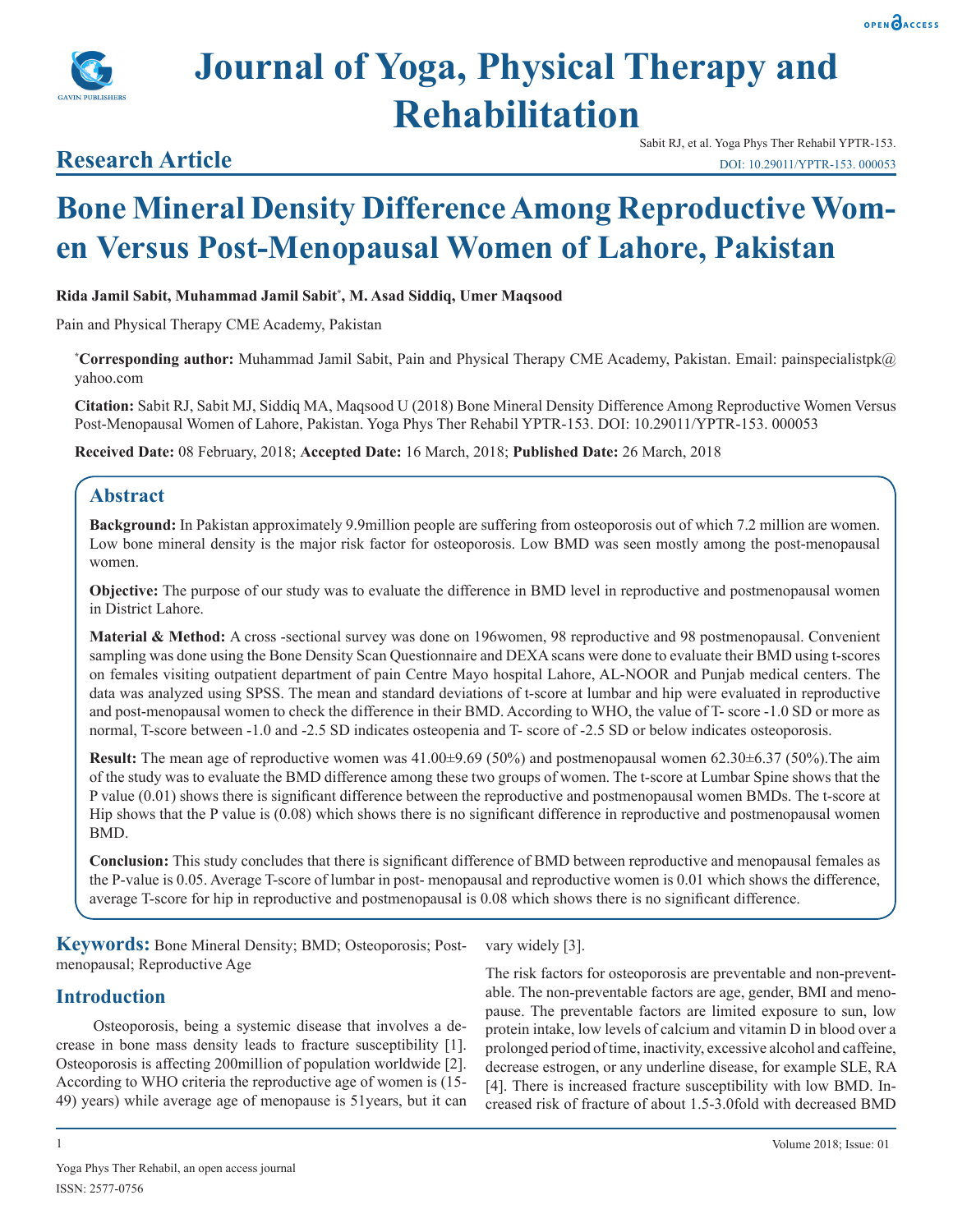# Journal of Yoga, Physical Therapy and Rehabilitation

## Research Article

Sabit RJ, et al. Yoga Phys Ther Rehabil YPTR-153.
DOI: 10.29011/YPTR-153. 000053

# Bone Mineral Density Difference Among Reproductive Women Versus Post-Menopausal Women of Lahore, Pakistan

**Rida Jamil Sabit, Muhammad Jamil Sabit*, M. Asad Siddiq, Umer Maqsood**

Pain and Physical Therapy CME Academy, Pakistan

***Corresponding author:** Muhammad Jamil Sabit, Pain and Physical Therapy CME Academy, Pakistan. Email: painspecialistpk@yahoo.com

**Citation:** Sabit RJ, Sabit MJ, Siddiq MA, Maqsood U (2018) Bone Mineral Density Difference Among Reproductive Women Versus Post-Menopausal Women of Lahore, Pakistan. Yoga Phys Ther Rehabil YPTR-153. DOI: 10.29011/YPTR-153. 000053

**Received Date:** 08 February, 2018; **Accepted Date:** 16 March, 2018; **Published Date:** 26 March, 2018

## Abstract

**Background:** In Pakistan approximately 9.9million people are suffering from osteoporosis out of which 7.2 million are women. Low bone mineral density is the major risk factor for osteoporosis. Low BMD was seen mostly among the post-menopausal women.

**Objective:** The purpose of our study was to evaluate the difference in BMD level in reproductive and postmenopausal women in District Lahore.

**Material & Method:** A cross -sectional survey was done on 196women, 98 reproductive and 98 postmenopausal. Convenient sampling was done using the Bone Density Scan Questionnaire and DEXA scans were done to evaluate their BMD using t-scores on females visiting outpatient department of pain Centre Mayo hospital Lahore, AL-NOOR and Punjab medical centers. The data was analyzed using SPSS. The mean and standard deviations of t-score at lumbar and hip were evaluated in reproductive and post-menopausal women to check the difference in their BMD. According to WHO, the value of T- score -1.0 SD or more as normal, T-score between -1.0 and -2.5 SD indicates osteopenia and T- score of -2.5 SD or below indicates osteoporosis.

**Result:** The mean age of reproductive women was 41.00±9.69 (50%) and postmenopausal women 62.30±6.37 (50%).The aim of the study was to evaluate the BMD difference among these two groups of women. The t-score at Lumbar Spine shows that the P value (0.01) shows there is significant difference between the reproductive and postmenopausal women BMDs. The t-score at Hip shows that the P value is (0.08) which shows there is no significant difference in reproductive and postmenopausal women BMD.

**Conclusion:** This study concludes that there is significant difference of BMD between reproductive and menopausal females as the P-value is 0.05. Average T-score of lumbar in post- menopausal and reproductive women is 0.01 which shows the difference, average T-score for hip in reproductive and postmenopausal is 0.08 which shows there is no significant difference.

**Keywords:** Bone Mineral Density; BMD; Osteoporosis; Postmenopausal; Reproductive Age

## Introduction

Osteoporosis, being a systemic disease that involves a decrease in bone mass density leads to fracture susceptibility [1]. Osteoporosis is affecting 200million of population worldwide [2]. According to WHO criteria the reproductive age of women is (15-49) years) while average age of menopause is 51years, but it can vary widely [3].

The risk factors for osteoporosis are preventable and non-preventable. The non-preventable factors are age, gender, BMI and menopause. The preventable factors are limited exposure to sun, low protein intake, low levels of calcium and vitamin D in blood over a prolonged period of time, inactivity, excessive alcohol and caffeine, decrease estrogen, or any underline disease, for example SLE, RA [4]. There is increased fracture susceptibility with low BMD. Increased risk of fracture of about 1.5-3.0fold with decreased BMD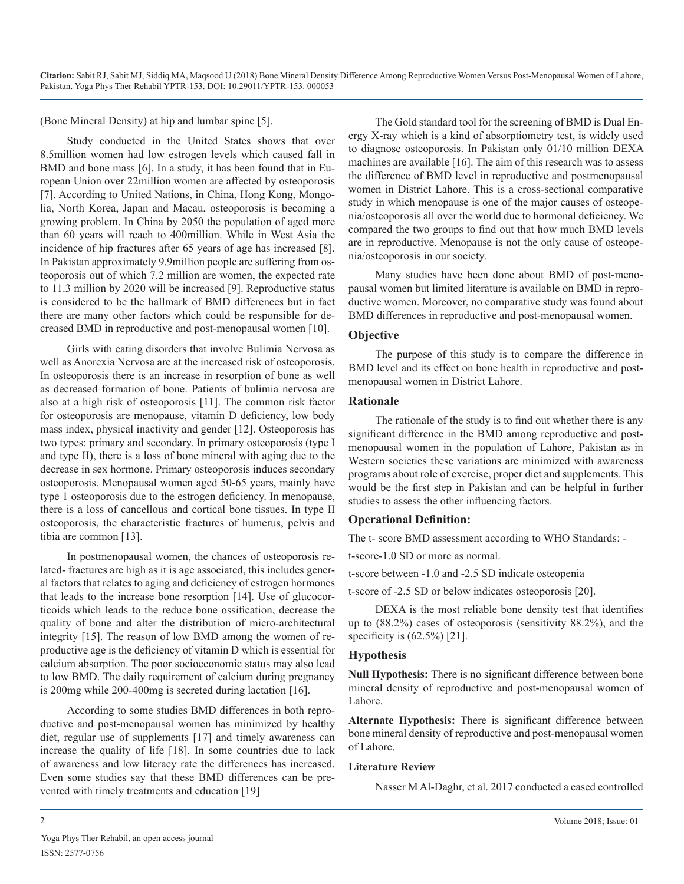(Bone Mineral Density) at hip and lumbar spine [5].

Study conducted in the United States shows that over 8.5million women had low estrogen levels which caused fall in BMD and bone mass [6]. In a study, it has been found that in European Union over 22million women are affected by osteoporosis [7]. According to United Nations, in China, Hong Kong, Mongolia, North Korea, Japan and Macau, osteoporosis is becoming a growing problem. In China by 2050 the population of aged more than 60 years will reach to 400million. While in West Asia the incidence of hip fractures after 65 years of age has increased [8]. In Pakistan approximately 9.9million people are suffering from osteoporosis out of which 7.2 million are women, the expected rate to 11.3 million by 2020 will be increased [9]. Reproductive status is considered to be the hallmark of BMD differences but in fact there are many other factors which could be responsible for decreased BMD in reproductive and post-menopausal women [10].

Girls with eating disorders that involve Bulimia Nervosa as well as Anorexia Nervosa are at the increased risk of osteoporosis. In osteoporosis there is an increase in resorption of bone as well as decreased formation of bone. Patients of bulimia nervosa are also at a high risk of osteoporosis [11]. The common risk factor for osteoporosis are menopause, vitamin D deficiency, low body mass index, physical inactivity and gender [12]. Osteoporosis has two types: primary and secondary. In primary osteoporosis (type I and type II), there is a loss of bone mineral with aging due to the decrease in sex hormone. Primary osteoporosis induces secondary osteoporosis. Menopausal women aged 50-65 years, mainly have type 1 osteoporosis due to the estrogen deficiency. In menopause, there is a loss of cancellous and cortical bone tissues. In type II osteoporosis, the characteristic fractures of humerus, pelvis and tibia are common [13].

In postmenopausal women, the chances of osteoporosis related- fractures are high as it is age associated, this includes general factors that relates to aging and deficiency of estrogen hormones that leads to the increase bone resorption [14]. Use of glucocorticoids which leads to the reduce bone ossification, decrease the quality of bone and alter the distribution of micro-architectural integrity [15]. The reason of low BMD among the women of reproductive age is the deficiency of vitamin D which is essential for calcium absorption. The poor socioeconomic status may also lead to low BMD. The daily requirement of calcium during pregnancy is 200mg while 200-400mg is secreted during lactation [16].

According to some studies BMD differences in both reproductive and post-menopausal women has minimized by healthy diet, regular use of supplements [17] and timely awareness can increase the quality of life [18]. In some countries due to lack of awareness and low literacy rate the differences has increased. Even some studies say that these BMD differences can be prevented with timely treatments and education [19]

The Gold standard tool for the screening of BMD is Dual Energy X-ray which is a kind of absorptiometry test, is widely used to diagnose osteoporosis. In Pakistan only 01/10 million DEXA machines are available [16]. The aim of this research was to assess the difference of BMD level in reproductive and postmenopausal women in District Lahore. This is a cross-sectional comparative study in which menopause is one of the major causes of osteopenia/osteoporosis all over the world due to hormonal deficiency. We compared the two groups to find out that how much BMD levels are in reproductive. Menopause is not the only cause of osteopenia/osteoporosis in our society.

Many studies have been done about BMD of post-menopausal women but limited literature is available on BMD in reproductive women. Moreover, no comparative study was found about BMD differences in reproductive and post-menopausal women.

## Objective

The purpose of this study is to compare the difference in BMD level and its effect on bone health in reproductive and postmenopausal women in District Lahore.

## Rationale

The rationale of the study is to find out whether there is any significant difference in the BMD among reproductive and postmenopausal women in the population of Lahore, Pakistan as in Western societies these variations are minimized with awareness programs about role of exercise, proper diet and supplements. This would be the first step in Pakistan and can be helpful in further studies to assess the other influencing factors.

## Operational Definition:

The t- score BMD assessment according to WHO Standards: -

t-score-1.0 SD or more as normal.

t-score between -1.0 and -2.5 SD indicate osteopenia

t-score of -2.5 SD or below indicates osteoporosis [20].

DEXA is the most reliable bone density test that identifies up to (88.2%) cases of osteoporosis (sensitivity 88.2%), and the specificity is (62.5%) [21].

## Hypothesis

**Null Hypothesis:** There is no significant difference between bone mineral density of reproductive and post-menopausal women of Lahore.

**Alternate Hypothesis:** There is significant difference between bone mineral density of reproductive and post-menopausal women of Lahore.

### Literature Review

Nasser M Al-Daghr, et al. 2017 conducted a cased controlled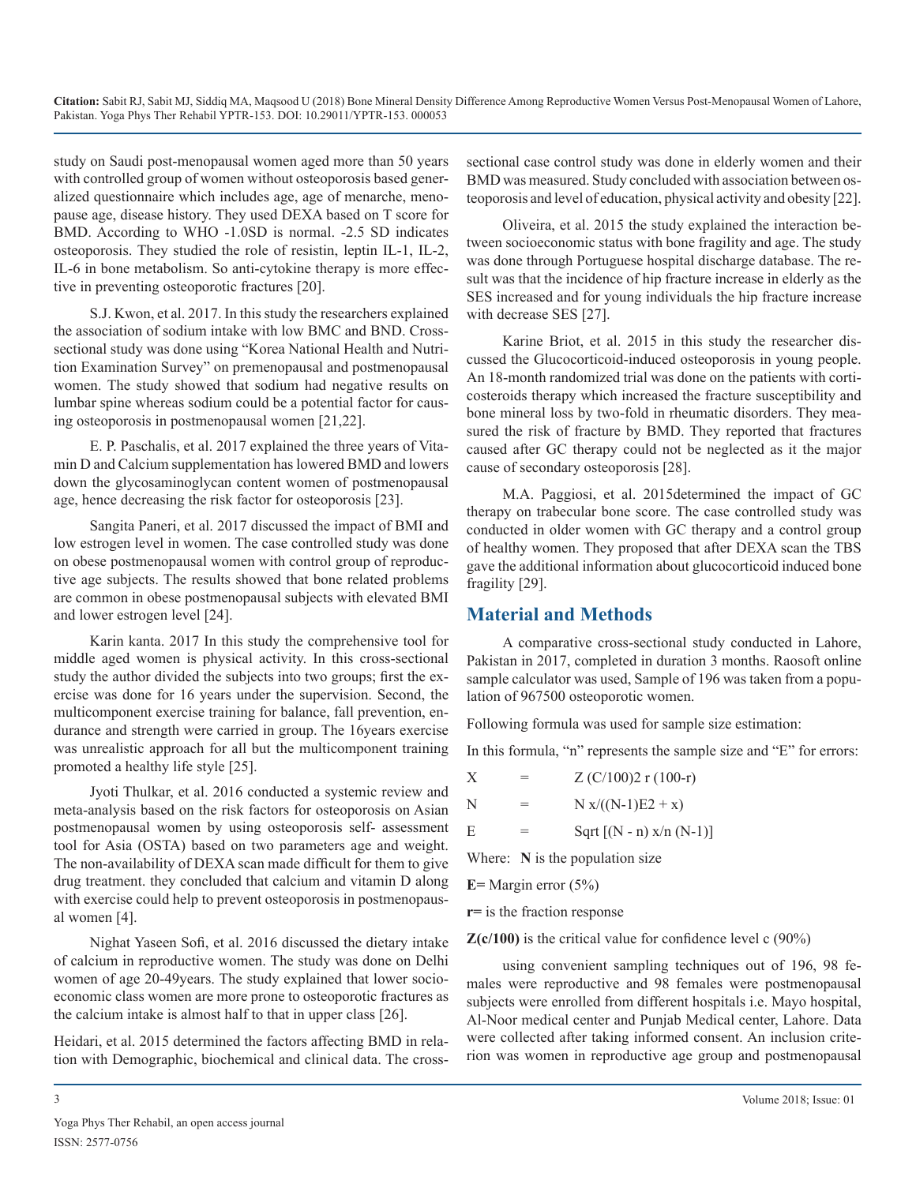study on Saudi post-menopausal women aged more than 50 years with controlled group of women without osteoporosis based generalized questionnaire which includes age, age of menarche, menopause age, disease history. They used DEXA based on T score for BMD. According to WHO -1.0SD is normal. -2.5 SD indicates osteoporosis. They studied the role of resistin, leptin IL-1, IL-2, IL-6 in bone metabolism. So anti-cytokine therapy is more effective in preventing osteoporotic fractures [20].

S.J. Kwon, et al. 2017. In this study the researchers explained the association of sodium intake with low BMC and BND. Cross-sectional study was done using "Korea National Health and Nutrition Examination Survey" on premenopausal and postmenopausal women. The study showed that sodium had negative results on lumbar spine whereas sodium could be a potential factor for causing osteoporosis in postmenopausal women [21,22].

E. P. Paschalis, et al. 2017 explained the three years of Vitamin D and Calcium supplementation has lowered BMD and lowers down the glycosaminoglycan content women of postmenopausal age, hence decreasing the risk factor for osteoporosis [23].

Sangita Paneri, et al. 2017 discussed the impact of BMI and low estrogen level in women. The case controlled study was done on obese postmenopausal women with control group of reproductive age subjects. The results showed that bone related problems are common in obese postmenopausal subjects with elevated BMI and lower estrogen level [24].

Karin kanta. 2017 In this study the comprehensive tool for middle aged women is physical activity. In this cross-sectional study the author divided the subjects into two groups; first the exercise was done for 16 years under the supervision. Second, the multicomponent exercise training for balance, fall prevention, endurance and strength were carried in group. The 16years exercise was unrealistic approach for all but the multicomponent training promoted a healthy life style [25].

Jyoti Thulkar, et al. 2016 conducted a systemic review and meta-analysis based on the risk factors for osteoporosis on Asian postmenopausal women by using osteoporosis self- assessment tool for Asia (OSTA) based on two parameters age and weight. The non-availability of DEXA scan made difficult for them to give drug treatment. they concluded that calcium and vitamin D along with exercise could help to prevent osteoporosis in postmenopausal women [4].

Nighat Yaseen Sofi, et al. 2016 discussed the dietary intake of calcium in reproductive women. The study was done on Delhi women of age 20-49years. The study explained that lower socioeconomic class women are more prone to osteoporotic fractures as the calcium intake is almost half to that in upper class [26].

Heidari, et al. 2015 determined the factors affecting BMD in relation with Demographic, biochemical and clinical data. The cross-sectional case control study was done in elderly women and their BMD was measured. Study concluded with association between osteoporosis and level of education, physical activity and obesity [22].

Oliveira, et al. 2015 the study explained the interaction between socioeconomic status with bone fragility and age. The study was done through Portuguese hospital discharge database. The result was that the incidence of hip fracture increase in elderly as the SES increased and for young individuals the hip fracture increase with decrease SES [27].

Karine Briot, et al. 2015 in this study the researcher discussed the Glucocorticoid-induced osteoporosis in young people. An 18-month randomized trial was done on the patients with corticosteroids therapy which increased the fracture susceptibility and bone mineral loss by two-fold in rheumatic disorders. They measured the risk of fracture by BMD. They reported that fractures caused after GC therapy could not be neglected as it the major cause of secondary osteoporosis [28].

M.A. Paggiosi, et al. 2015determined the impact of GC therapy on trabecular bone score. The case controlled study was conducted in older women with GC therapy and a control group of healthy women. They proposed that after DEXA scan the TBS gave the additional information about glucocorticoid induced bone fragility [29].

## Material and Methods

A comparative cross-sectional study conducted in Lahore, Pakistan in 2017, completed in duration 3 months. Raosoft online sample calculator was used, Sample of 196 was taken from a population of 967500 osteoporotic women.

Following formula was used for sample size estimation:

In this formula, "n" represents the sample size and "E" for errors:

X = Z (C/100)2 r (100-r)

N = N x/((N-1)E2 + x)

E = Sqrt [(N - n) x/n (N-1)]

Where: **N** is the population size

**E=** Margin error (5%)

**r=** is the fraction response

**Z(c/100)** is the critical value for confidence level c (90%)

using convenient sampling techniques out of 196, 98 females were reproductive and 98 females were postmenopausal subjects were enrolled from different hospitals i.e. Mayo hospital, Al-Noor medical center and Punjab Medical center, Lahore. Data were collected after taking informed consent. An inclusion criterion was women in reproductive age group and postmenopausal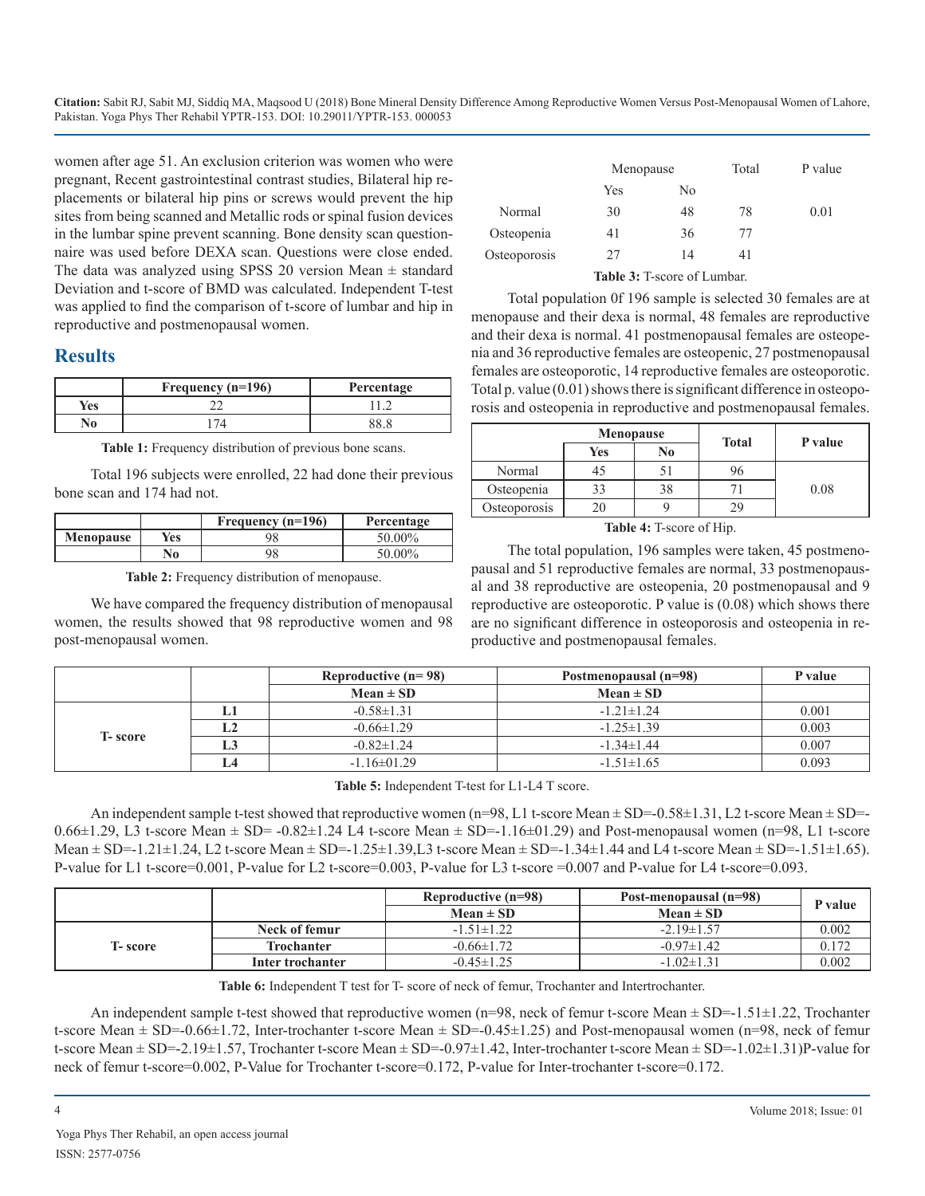women after age 51. An exclusion criterion was women who were pregnant, Recent gastrointestinal contrast studies, Bilateral hip replacements or bilateral hip pins or screws would prevent the hip sites from being scanned and Metallic rods or spinal fusion devices in the lumbar spine prevent scanning. Bone density scan questionnaire was used before DEXA scan. Questions were close ended. The data was analyzed using SPSS 20 version Mean ± standard Deviation and t-score of BMD was calculated. Independent T-test was applied to find the comparison of t-score of lumbar and hip in reproductive and postmenopausal women.

## Results

| | Frequency (n=196) | Percentage |
|---|---|---|
| **Yes** | 22 | 11.2 |
| **No** | 174 | 88.8 |

**Table 1:** Frequency distribution of previous bone scans.

Total 196 subjects were enrolled, 22 had done their previous bone scan and 174 had not.

| | | Frequency (n=196) | Percentage |
|---|---|---|---|
| **Menopause** | **Yes** | 98 | 50.00% |
| | **No** | 98 | 50.00% |

**Table 2:** Frequency distribution of menopause.

We have compared the frequency distribution of menopausal women, the results showed that 98 reproductive women and 98 post-menopausal women.

| | Menopause | | Total | P value |
|---|---|---|---|---|
| | Yes | No | | |
| Normal | 30 | 48 | 78 | 0.01 |
| Osteopenia | 41 | 36 | 77 | |
| Osteoporosis | 27 | 14 | 41 | |

**Table 3:** T-score of Lumbar.

Total population 0f 196 sample is selected 30 females are at menopause and their dexa is normal, 48 females are reproductive and their dexa is normal. 41 postmenopausal females are osteopenia and 36 reproductive females are osteopenic, 27 postmenopausal females are osteoporotic, 14 reproductive females are osteoporotic. Total p. value (0.01) shows there is significant difference in osteoporosis and osteopenia in reproductive and postmenopausal females.

| | Menopause | | Total | P value |
|---|---|---|---|---|
| | Yes | No | | |
| Normal | 45 | 51 | 96 | 0.08 |
| Osteopenia | 33 | 38 | 71 | |
| Osteoporosis | 20 | 9 | 29 | |

**Table 4:** T-score of Hip.

The total population, 196 samples were taken, 45 postmenopausal and 51 reproductive females are normal, 33 postmenopausal and 38 reproductive are osteopenia, 20 postmenopausal and 9 reproductive are osteoporotic. P value is (0.08) which shows there are no significant difference in osteoporosis and osteopenia in reproductive and postmenopausal females.

| | | Reproductive (n= 98) | Postmenopausal (n=98) | P value |
|---|---|---|---|---|
| | | Mean ± SD | Mean ± SD | |
| **T- score** | **L1** | -0.58±1.31 | -1.21±1.24 | 0.001 |
| | **L2** | -0.66±1.29 | -1.25±1.39 | 0.003 |
| | **L3** | -0.82±1.24 | -1.34±1.44 | 0.007 |
| | **L4** | -1.16±01.29 | -1.51±1.65 | 0.093 |

**Table 5:** Independent T-test for L1-L4 T score.

An independent sample t-test showed that reproductive women (n=98, L1 t-score Mean ± SD=-0.58±1.31, L2 t-score Mean ± SD=-0.66±1.29, L3 t-score Mean ± SD= -0.82±1.24 L4 t-score Mean ± SD=-1.16±01.29) and Post-menopausal women (n=98, L1 t-score Mean ± SD=-1.21±1.24, L2 t-score Mean ± SD=-1.25±1.39,L3 t-score Mean ± SD=-1.34±1.44 and L4 t-score Mean ± SD=-1.51±1.65). P-value for L1 t-score=0.001, P-value for L2 t-score=0.003, P-value for L3 t-score =0.007 and P-value for L4 t-score=0.093.

| | | Reproductive (n=98) | Post-menopausal (n=98) | P value |
|---|---|---|---|---|
| | | Mean ± SD | Mean ± SD | |
| **T- score** | **Neck of femur** | -1.51±1.22 | -2.19±1.57 | 0.002 |
| | **Trochanter** | -0.66±1.72 | -0.97±1.42 | 0.172 |
| | **Inter trochanter** | -0.45±1.25 | -1.02±1.31 | 0.002 |

**Table 6:** Independent T test for T- score of neck of femur, Trochanter and Intertrochanter.

An independent sample t-test showed that reproductive women (n=98, neck of femur t-score Mean ± SD=-1.51±1.22, Trochanter t-score Mean ± SD=-0.66±1.72, Inter-trochanter t-score Mean ± SD=-0.45±1.25) and Post-menopausal women (n=98, neck of femur t-score Mean ± SD=-2.19±1.57, Trochanter t-score Mean ± SD=-0.97±1.42, Inter-trochanter t-score Mean ± SD=-1.02±1.31)P-value for neck of femur t-score=0.002, P-Value for Trochanter t-score=0.172, P-value for Inter-trochanter t-score=0.172.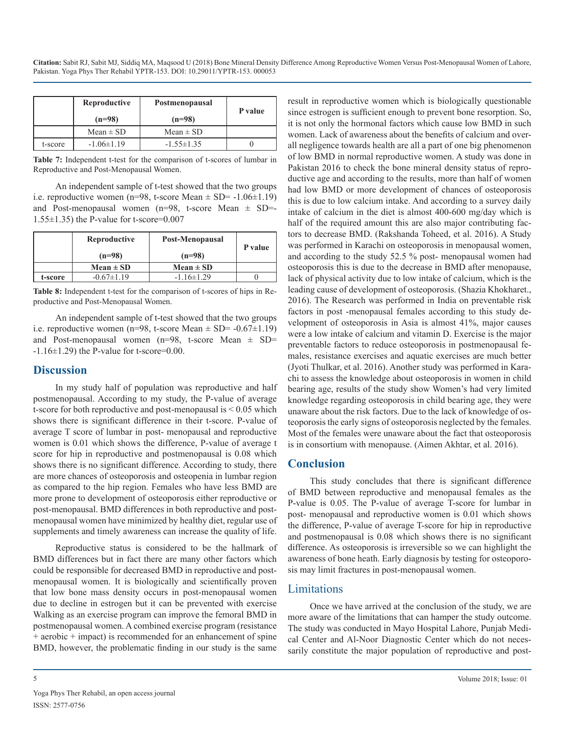| | Reproductive (n=98) | Postmenopausal (n=98) | P value |
|---|---|---|---|
| | Mean ± SD | Mean ± SD | |
| t-score | -1.06±1.19 | -1.55±1.35 | 0 |

**Table 7:** Independent t-test for the comparison of t-scores of lumbar in Reproductive and Post-Menopausal Women.

An independent sample of t-test showed that the two groups i.e. reproductive women (n=98, t-score Mean ± SD= -1.06±1.19) and Post-menopausal women (n=98, t-score Mean ± SD=-1.55±1.35) the P-value for t-score=0.007

| | Reproductive (n=98) | Post-Menopausal (n=98) | P value |
|---|---|---|---|
| | **Mean ± SD** | **Mean ± SD** | |
| **t-score** | -0.67±1.19 | -1.16±1.29 | 0 |

**Table 8:** Independent t-test for the comparison of t-scores of hips in Reproductive and Post-Menopausal Women.

An independent sample of t-test showed that the two groups i.e. reproductive women (n=98, t-score Mean ± SD= -0.67±1.19) and Post-menopausal women (n=98, t-score Mean ± SD= -1.16±1.29) the P-value for t-score=0.00.

## Discussion

In my study half of population was reproductive and half postmenopausal. According to my study, the P-value of average t-score for both reproductive and post-menopausal is < 0.05 which shows there is significant difference in their t-score. P-value of average T score of lumbar in post- menopausal and reproductive women is 0.01 which shows the difference, P-value of average t score for hip in reproductive and postmenopausal is 0.08 which shows there is no significant difference. According to study, there are more chances of osteoporosis and osteopenia in lumbar region as compared to the hip region. Females who have less BMD are more prone to development of osteoporosis either reproductive or post-menopausal. BMD differences in both reproductive and post-menopausal women have minimized by healthy diet, regular use of supplements and timely awareness can increase the quality of life.

Reproductive status is considered to be the hallmark of BMD differences but in fact there are many other factors which could be responsible for decreased BMD in reproductive and post-menopausal women. It is biologically and scientifically proven that low bone mass density occurs in post-menopausal women due to decline in estrogen but it can be prevented with exercise Walking as an exercise program can improve the femoral BMD in postmenopausal women. A combined exercise program (resistance + aerobic + impact) is recommended for an enhancement of spine BMD, however, the problematic finding in our study is the same result in reproductive women which is biologically questionable since estrogen is sufficient enough to prevent bone resorption. So, it is not only the hormonal factors which cause low BMD in such women. Lack of awareness about the benefits of calcium and overall negligence towards health are all a part of one big phenomenon of low BMD in normal reproductive women. A study was done in Pakistan 2016 to check the bone mineral density status of reproductive age and according to the results, more than half of women had low BMD or more development of chances of osteoporosis this is due to low calcium intake. And according to a survey daily intake of calcium in the diet is almost 400-600 mg/day which is half of the required amount this are also major contributing factors to decrease BMD. (Rakshanda Toheed, et al. 2016). A Study was performed in Karachi on osteoporosis in menopausal women, and according to the study 52.5 % post- menopausal women had osteoporosis this is due to the decrease in BMD after menopause, lack of physical activity due to low intake of calcium, which is the leading cause of development of osteoporosis. (Shazia Khokharet., 2016). The Research was performed in India on preventable risk factors in post -menopausal females according to this study development of osteoporosis in Asia is almost 41%, major causes were a low intake of calcium and vitamin D. Exercise is the major preventable factors to reduce osteoporosis in postmenopausal females, resistance exercises and aquatic exercises are much better (Jyoti Thulkar, et al. 2016). Another study was performed in Karachi to assess the knowledge about osteoporosis in women in child bearing age, results of the study show Women's had very limited knowledge regarding osteoporosis in child bearing age, they were unaware about the risk factors. Due to the lack of knowledge of osteoporosis the early signs of osteoporosis neglected by the females. Most of the females were unaware about the fact that osteoporosis is in consortium with menopause. (Aimen Akhtar, et al. 2016).

## Conclusion

This study concludes that there is significant difference of BMD between reproductive and menopausal females as the P-value is 0.05. The P-value of average T-score for lumbar in post- menopausal and reproductive women is 0.01 which shows the difference, P-value of average T-score for hip in reproductive and postmenopausal is 0.08 which shows there is no significant difference. As osteoporosis is irreversible so we can highlight the awareness of bone heath. Early diagnosis by testing for osteoporosis may limit fractures in post-menopausal women.

## Limitations

Once we have arrived at the conclusion of the study, we are more aware of the limitations that can hamper the study outcome. The study was conducted in Mayo Hospital Lahore, Punjab Medical Center and Al-Noor Diagnostic Center which do not necessarily constitute the major population of reproductive and post-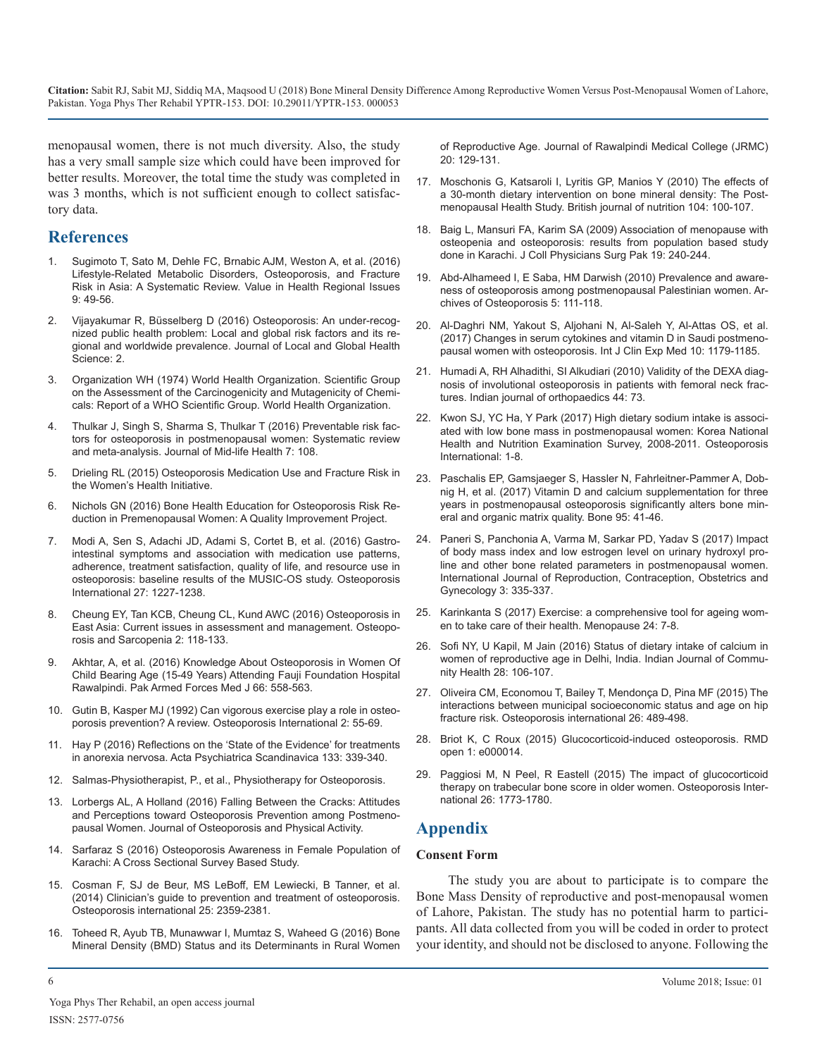menopausal women, there is not much diversity. Also, the study has a very small sample size which could have been improved for better results. Moreover, the total time the study was completed in was 3 months, which is not sufficient enough to collect satisfactory data.

## References

1. Sugimoto T, Sato M, Dehle FC, Brnabic AJM, Weston A, et al. (2016) Lifestyle-Related Metabolic Disorders, Osteoporosis, and Fracture Risk in Asia: A Systematic Review. Value in Health Regional Issues 9: 49-56.
2. Vijayakumar R, Büsselberg D (2016) Osteoporosis: An under-recognized public health problem: Local and global risk factors and its regional and worldwide prevalence. Journal of Local and Global Health Science: 2.
3. Organization WH (1974) World Health Organization. Scientific Group on the Assessment of the Carcinogenicity and Mutagenicity of Chemicals: Report of a WHO Scientific Group. World Health Organization.
4. Thulkar J, Singh S, Sharma S, Thulkar T (2016) Preventable risk factors for osteoporosis in postmenopausal women: Systematic review and meta-analysis. Journal of Mid-life Health 7: 108.
5. Drieling RL (2015) Osteoporosis Medication Use and Fracture Risk in the Women's Health Initiative.
6. Nichols GN (2016) Bone Health Education for Osteoporosis Risk Reduction in Premenopausal Women: A Quality Improvement Project.
7. Modi A, Sen S, Adachi JD, Adami S, Cortet B, et al. (2016) Gastrointestinal symptoms and association with medication use patterns, adherence, treatment satisfaction, quality of life, and resource use in osteoporosis: baseline results of the MUSIC-OS study. Osteoporosis International 27: 1227-1238.
8. Cheung EY, Tan KCB, Cheung CL, Kund AWC (2016) Osteoporosis in East Asia: Current issues in assessment and management. Osteoporosis and Sarcopenia 2: 118-133.
9. Akhtar, A, et al. (2016) Knowledge About Osteoporosis in Women Of Child Bearing Age (15-49 Years) Attending Fauji Foundation Hospital Rawalpindi. Pak Armed Forces Med J 66: 558-563.
10. Gutin B, Kasper MJ (1992) Can vigorous exercise play a role in osteoporosis prevention? A review. Osteoporosis International 2: 55-69.
11. Hay P (2016) Reflections on the 'State of the Evidence' for treatments in anorexia nervosa. Acta Psychiatrica Scandinavica 133: 339-340.
12. Salmas-Physiotherapist, P., et al., Physiotherapy for Osteoporosis.
13. Lorbergs AL, A Holland (2016) Falling Between the Cracks: Attitudes and Perceptions toward Osteoporosis Prevention among Postmenopausal Women. Journal of Osteoporosis and Physical Activity.
14. Sarfaraz S (2016) Osteoporosis Awareness in Female Population of Karachi: A Cross Sectional Survey Based Study.
15. Cosman F, SJ de Beur, MS LeBoff, EM Lewiecki, B Tanner, et al. (2014) Clinician's guide to prevention and treatment of osteoporosis. Osteoporosis international 25: 2359-2381.
16. Toheed R, Ayub TB, Munawwar I, Mumtaz S, Waheed G (2016) Bone Mineral Density (BMD) Status and its Determinants in Rural Women of Reproductive Age. Journal of Rawalpindi Medical College (JRMC) 20: 129-131.
17. Moschonis G, Katsaroli I, Lyritis GP, Manios Y (2010) The effects of a 30-month dietary intervention on bone mineral density: The Postmenopausal Health Study. British journal of nutrition 104: 100-107.
18. Baig L, Mansuri FA, Karim SA (2009) Association of menopause with osteopenia and osteoporosis: results from population based study done in Karachi. J Coll Physicians Surg Pak 19: 240-244.
19. Abd-Alhameed I, E Saba, HM Darwish (2010) Prevalence and awareness of osteoporosis among postmenopausal Palestinian women. Archives of Osteoporosis 5: 111-118.
20. Al-Daghri NM, Yakout S, Aljohani N, Al-Saleh Y, Al-Attas OS, et al. (2017) Changes in serum cytokines and vitamin D in Saudi postmenopausal women with osteoporosis. Int J Clin Exp Med 10: 1179-1185.
21. Humadi A, RH Alhadithi, SI Alkudiari (2010) Validity of the DEXA diagnosis of involutional osteoporosis in patients with femoral neck fractures. Indian journal of orthopaedics 44: 73.
22. Kwon SJ, YC Ha, Y Park (2017) High dietary sodium intake is associated with low bone mass in postmenopausal women: Korea National Health and Nutrition Examination Survey, 2008-2011. Osteoporosis International: 1-8.
23. Paschalis EP, Gamsjaeger S, Hassler N, Fahrleitner-Pammer A, Dobnig H, et al. (2017) Vitamin D and calcium supplementation for three years in postmenopausal osteoporosis significantly alters bone mineral and organic matrix quality. Bone 95: 41-46.
24. Paneri S, Panchonia A, Varma M, Sarkar PD, Yadav S (2017) Impact of body mass index and low estrogen level on urinary hydroxyl proline and other bone related parameters in postmenopausal women. International Journal of Reproduction, Contraception, Obstetrics and Gynecology 3: 335-337.
25. Karinkanta S (2017) Exercise: a comprehensive tool for ageing women to take care of their health. Menopause 24: 7-8.
26. Sofi NY, U Kapil, M Jain (2016) Status of dietary intake of calcium in women of reproductive age in Delhi, India. Indian Journal of Community Health 28: 106-107.
27. Oliveira CM, Economou T, Bailey T, Mendonça D, Pina MF (2015) The interactions between municipal socioeconomic status and age on hip fracture risk. Osteoporosis international 26: 489-498.
28. Briot K, C Roux (2015) Glucocorticoid-induced osteoporosis. RMD open 1: e000014.
29. Paggiosi M, N Peel, R Eastell (2015) The impact of glucocorticoid therapy on trabecular bone score in older women. Osteoporosis International 26: 1773-1780.

## Appendix

### Consent Form

The study you are about to participate is to compare the Bone Mass Density of reproductive and post-menopausal women of Lahore, Pakistan. The study has no potential harm to participants. All data collected from you will be coded in order to protect your identity, and should not be disclosed to anyone. Following the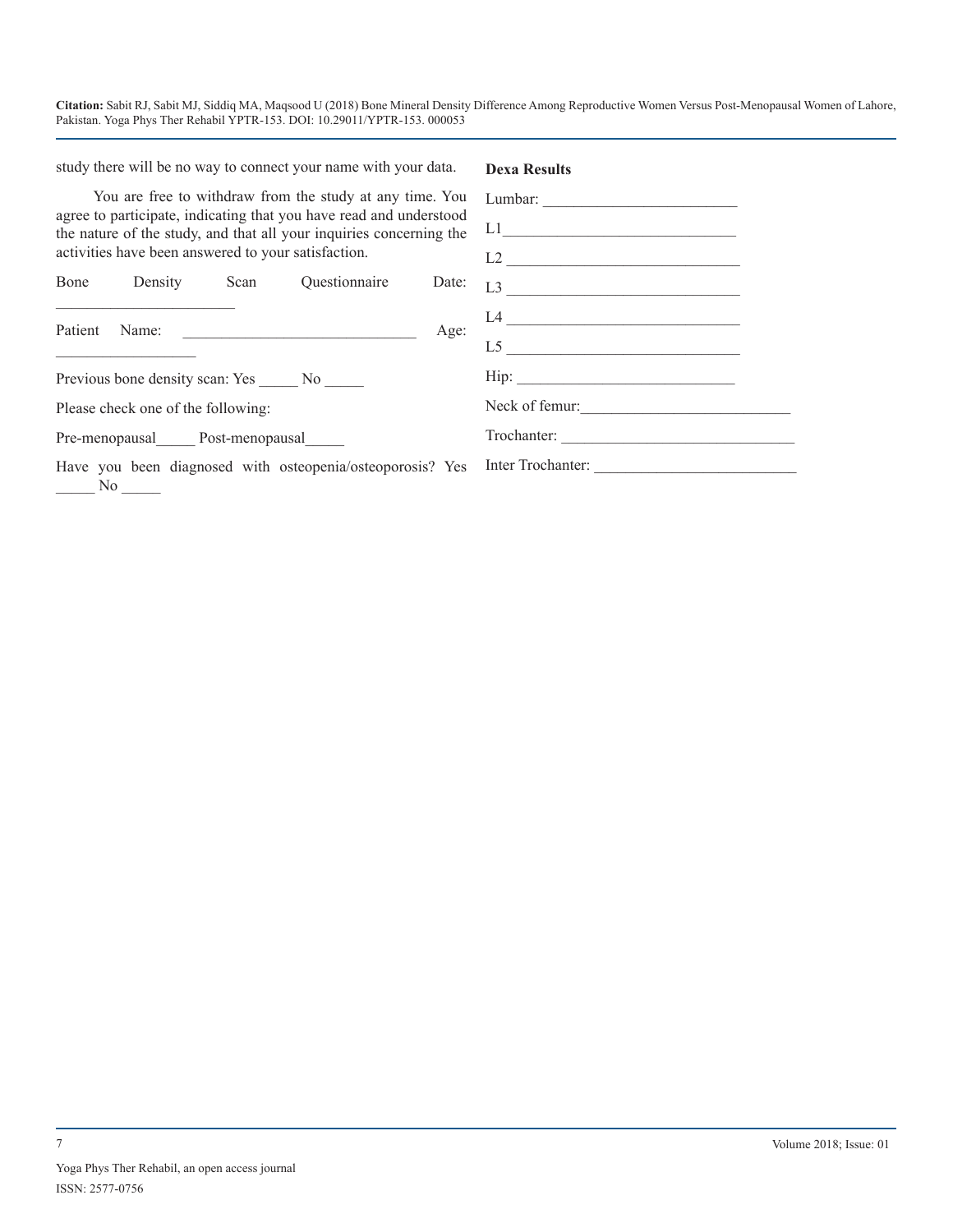study there will be no way to connect your name with your data.

You are free to withdraw from the study at any time. You agree to participate, indicating that you have read and understood the nature of the study, and that all your inquiries concerning the activities have been answered to your satisfaction.

Bone Density Scan Questionnaire Date: _______________________

Patient Name: ______________________________ Age: __________________

Previous bone density scan: Yes _____ No _____

Please check one of the following:

Pre-menopausal_____ Post-menopausal_____

Have you been diagnosed with osteopenia/osteoporosis? Yes _____ No _____

**Dexa Results**

Lumbar: _________________________

L1______________________________

L2 ______________________________

L3 ______________________________

L4 ______________________________

L5 ______________________________

Hip: ____________________________

Neck of femur:___________________________

Trochanter: ______________________________

Inter Trochanter: __________________________